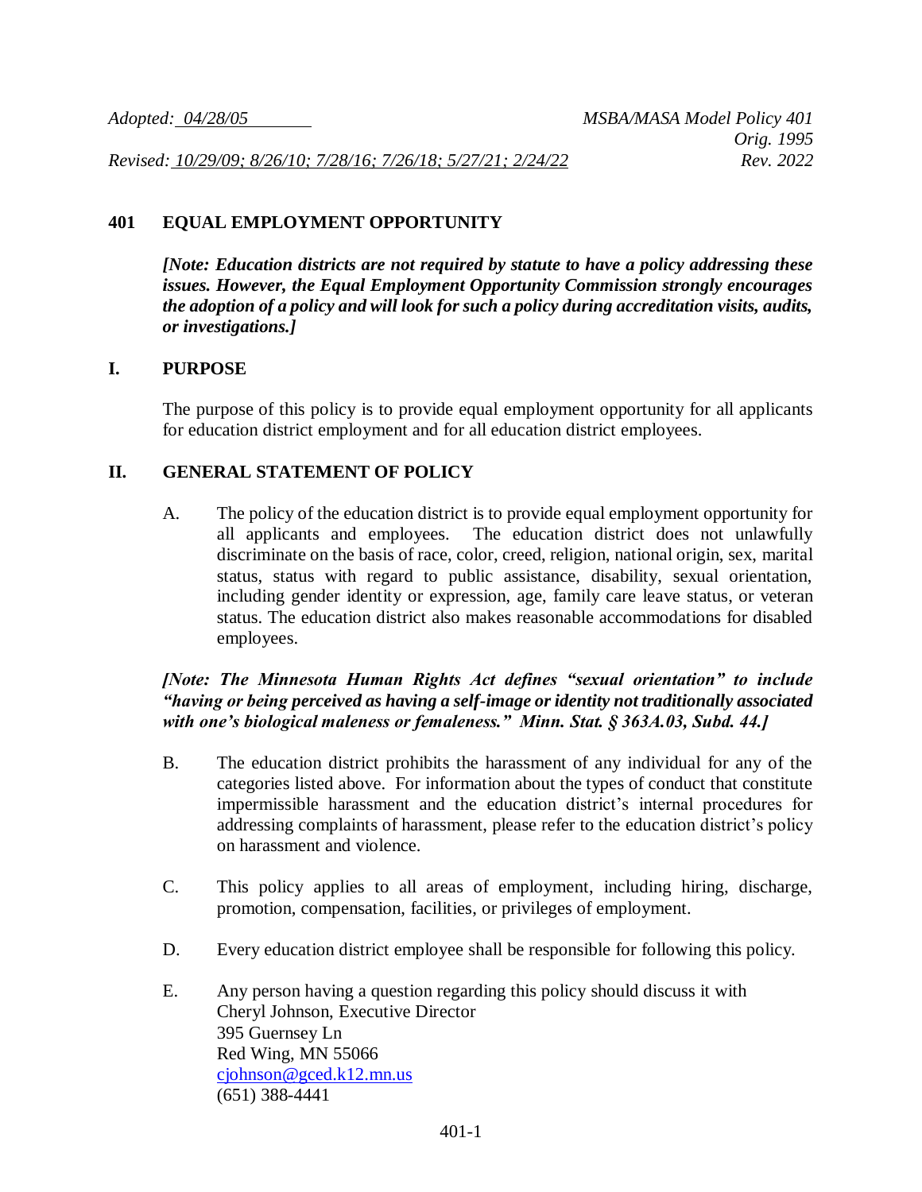*Adopted: 04/28/05* *MSBA/MASA Model Policy 401*
*Orig. 1995*
*Revised: 10/29/09; 8/26/10; 7/28/16; 7/26/18; 5/27/21; 2/24/22* *Rev. 2022*

# 401 EQUAL EMPLOYMENT OPPORTUNITY

***[Note: Education districts are not required by statute to have a policy addressing these issues. However, the Equal Employment Opportunity Commission strongly encourages the adoption of a policy and will look for such a policy during accreditation visits, audits, or investigations.]***

## I. PURPOSE

The purpose of this policy is to provide equal employment opportunity for all applicants for education district employment and for all education district employees.

## II. GENERAL STATEMENT OF POLICY

A. The policy of the education district is to provide equal employment opportunity for all applicants and employees. The education district does not unlawfully discriminate on the basis of race, color, creed, religion, national origin, sex, marital status, status with regard to public assistance, disability, sexual orientation, including gender identity or expression, age, family care leave status, or veteran status. The education district also makes reasonable accommodations for disabled employees.

***[Note: The Minnesota Human Rights Act defines "sexual orientation" to include "having or being perceived as having a self-image or identity not traditionally associated with one's biological maleness or femaleness." Minn. Stat. § 363A.03, Subd. 44.]***

B. The education district prohibits the harassment of any individual for any of the categories listed above. For information about the types of conduct that constitute impermissible harassment and the education district's internal procedures for addressing complaints of harassment, please refer to the education district's policy on harassment and violence.

C. This policy applies to all areas of employment, including hiring, discharge, promotion, compensation, facilities, or privileges of employment.

D. Every education district employee shall be responsible for following this policy.

E. Any person having a question regarding this policy should discuss it with
Cheryl Johnson, Executive Director
395 Guernsey Ln
Red Wing, MN 55066
cjohnson@gced.k12.mn.us
(651) 388-4441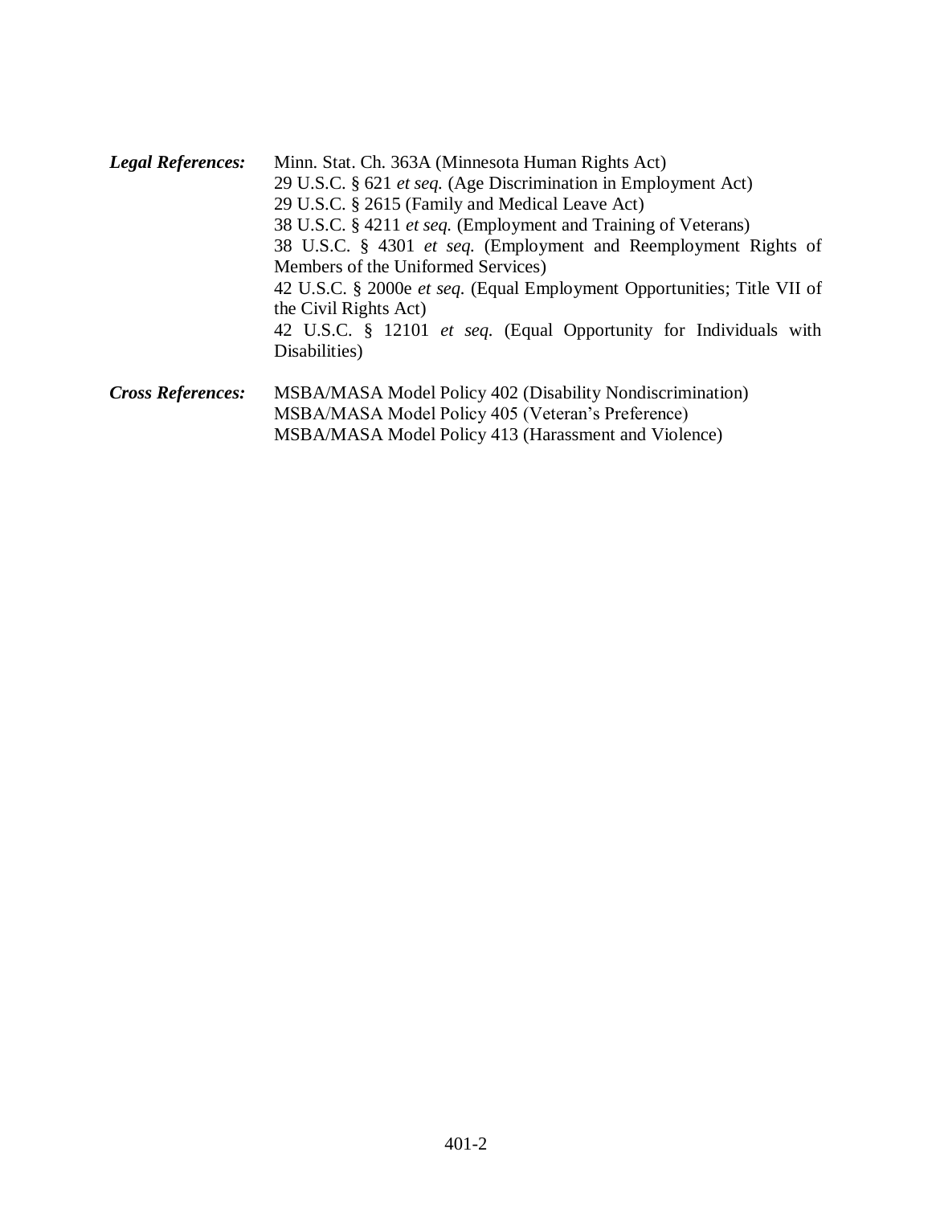***Legal References:*** Minn. Stat. Ch. 363A (Minnesota Human Rights Act)
29 U.S.C. § 621 *et seq.* (Age Discrimination in Employment Act)
29 U.S.C. § 2615 (Family and Medical Leave Act)
38 U.S.C. § 4211 *et seq.* (Employment and Training of Veterans)
38 U.S.C. § 4301 *et seq.* (Employment and Reemployment Rights of Members of the Uniformed Services)
42 U.S.C. § 2000e *et seq.* (Equal Employment Opportunities; Title VII of the Civil Rights Act)
42 U.S.C. § 12101 *et seq.* (Equal Opportunity for Individuals with Disabilities)

***Cross References:*** MSBA/MASA Model Policy 402 (Disability Nondiscrimination)
MSBA/MASA Model Policy 405 (Veteran's Preference)
MSBA/MASA Model Policy 413 (Harassment and Violence)